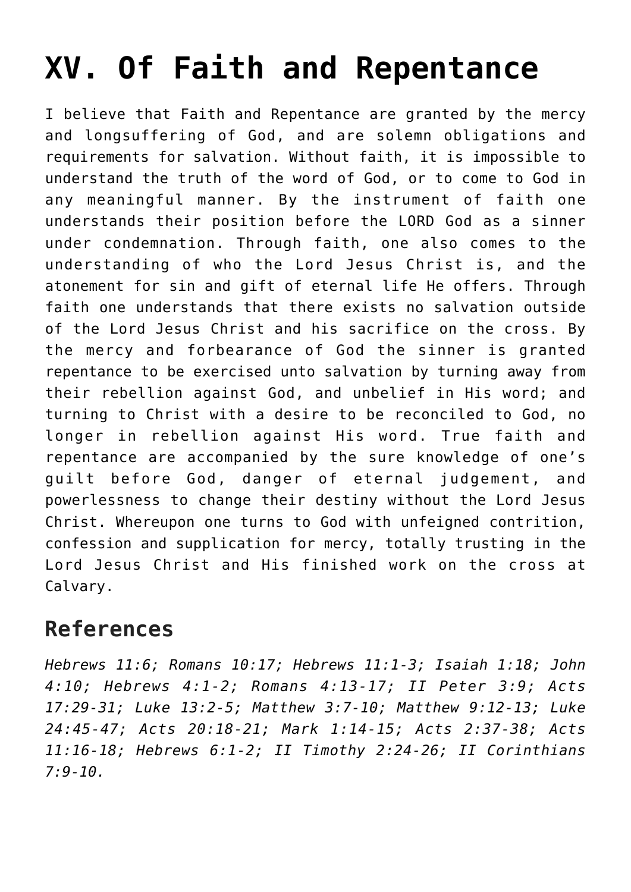# XV. Of Faith and Repentance

I believe that Faith and Repentance are granted by the mercy and longsuffering of God, and are solemn obligations and requirements for salvation. Without faith, it is impossible to understand the truth of the word of God, or to come to God in any meaningful manner. By the instrument of faith one understands their position before the LORD God as a sinner under condemnation. Through faith, one also comes to the understanding of who the Lord Jesus Christ is, and the atonement for sin and gift of eternal life He offers. Through faith one understands that there exists no salvation outside of the Lord Jesus Christ and his sacrifice on the cross. By the mercy and forbearance of God the sinner is granted repentance to be exercised unto salvation by turning away from their rebellion against God, and unbelief in His word; and turning to Christ with a desire to be reconciled to God, no longer in rebellion against His word. True faith and repentance are accompanied by the sure knowledge of one's guilt before God, danger of eternal judgement, and powerlessness to change their destiny without the Lord Jesus Christ. Whereupon one turns to God with unfeigned contrition, confession and supplication for mercy, totally trusting in the Lord Jesus Christ and His finished work on the cross at Calvary.

## References

*Hebrews 11:6; Romans 10:17; Hebrews 11:1-3; Isaiah 1:18; John 4:10; Hebrews 4:1-2; Romans 4:13-17; II Peter 3:9; Acts 17:29-31; Luke 13:2-5; Matthew 3:7-10; Matthew 9:12-13; Luke 24:45-47; Acts 20:18-21; Mark 1:14-15; Acts 2:37-38; Acts 11:16-18; Hebrews 6:1-2; II Timothy 2:24-26; II Corinthians 7:9-10.*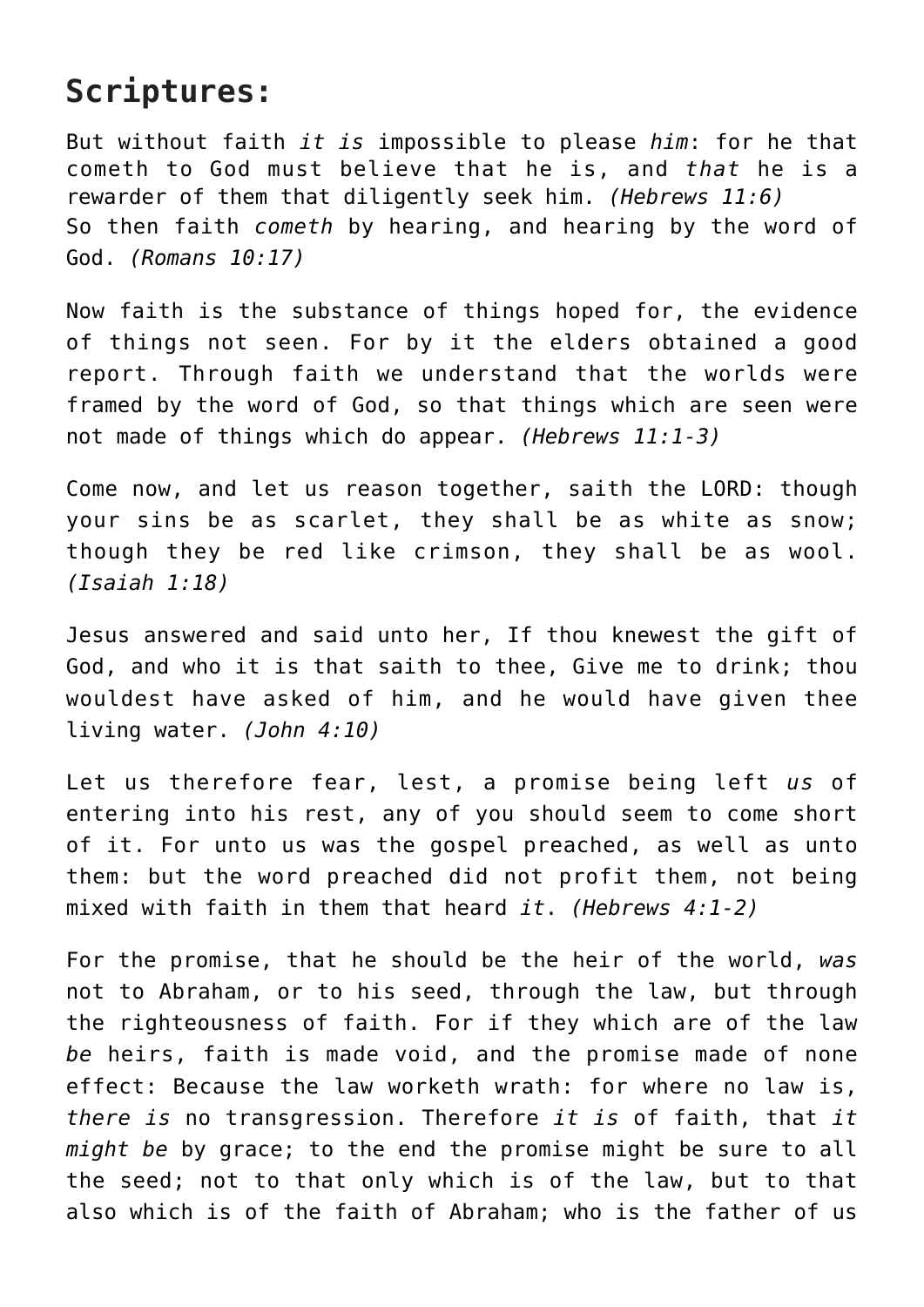## Scriptures:

But without faith *it is* impossible to please *him*: for he that cometh to God must believe that he is, and *that* he is a rewarder of them that diligently seek him. *(Hebrews 11:6)*
So then faith *cometh* by hearing, and hearing by the word of God. *(Romans 10:17)*

Now faith is the substance of things hoped for, the evidence of things not seen. For by it the elders obtained a good report. Through faith we understand that the worlds were framed by the word of God, so that things which are seen were not made of things which do appear. *(Hebrews 11:1-3)*

Come now, and let us reason together, saith the LORD: though your sins be as scarlet, they shall be as white as snow; though they be red like crimson, they shall be as wool. *(Isaiah 1:18)*

Jesus answered and said unto her, If thou knewest the gift of God, and who it is that saith to thee, Give me to drink; thou wouldest have asked of him, and he would have given thee living water. *(John 4:10)*

Let us therefore fear, lest, a promise being left *us* of entering into his rest, any of you should seem to come short of it. For unto us was the gospel preached, as well as unto them: but the word preached did not profit them, not being mixed with faith in them that heard *it*. *(Hebrews 4:1-2)*

For the promise, that he should be the heir of the world, *was* not to Abraham, or to his seed, through the law, but through the righteousness of faith. For if they which are of the law *be* heirs, faith is made void, and the promise made of none effect: Because the law worketh wrath: for where no law is, *there is* no transgression. Therefore *it is* of faith, that *it might be* by grace; to the end the promise might be sure to all the seed; not to that only which is of the law, but to that also which is of the faith of Abraham; who is the father of us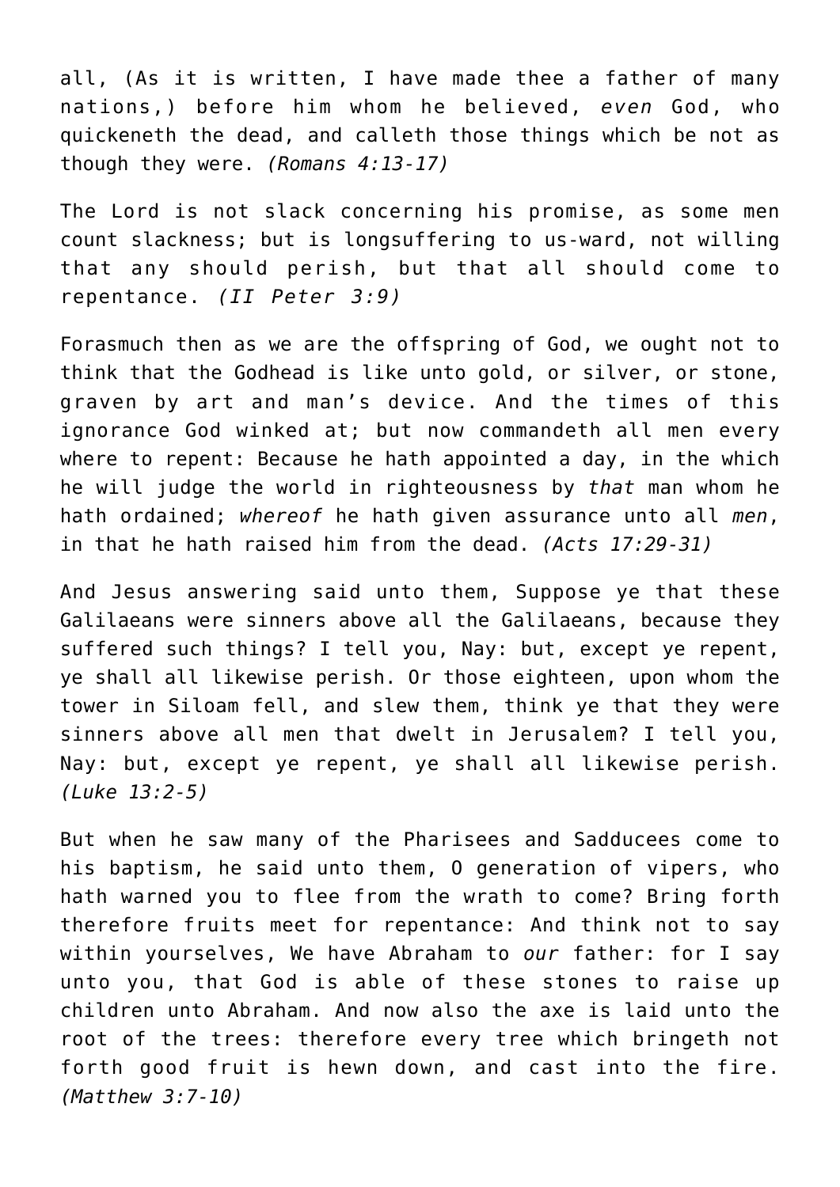all, (As it is written, I have made thee a father of many nations,) before him whom he believed, *even* God, who quickeneth the dead, and calleth those things which be not as though they were. *(Romans 4:13-17)*

The Lord is not slack concerning his promise, as some men count slackness; but is longsuffering to us-ward, not willing that any should perish, but that all should come to repentance. *(II Peter 3:9)*

Forasmuch then as we are the offspring of God, we ought not to think that the Godhead is like unto gold, or silver, or stone, graven by art and man's device. And the times of this ignorance God winked at; but now commandeth all men every where to repent: Because he hath appointed a day, in the which he will judge the world in righteousness by *that* man whom he hath ordained; *whereof* he hath given assurance unto all *men*, in that he hath raised him from the dead. *(Acts 17:29-31)*

And Jesus answering said unto them, Suppose ye that these Galilaeans were sinners above all the Galilaeans, because they suffered such things? I tell you, Nay: but, except ye repent, ye shall all likewise perish. Or those eighteen, upon whom the tower in Siloam fell, and slew them, think ye that they were sinners above all men that dwelt in Jerusalem? I tell you, Nay: but, except ye repent, ye shall all likewise perish. *(Luke 13:2-5)*

But when he saw many of the Pharisees and Sadducees come to his baptism, he said unto them, O generation of vipers, who hath warned you to flee from the wrath to come? Bring forth therefore fruits meet for repentance: And think not to say within yourselves, We have Abraham to *our* father: for I say unto you, that God is able of these stones to raise up children unto Abraham. And now also the axe is laid unto the root of the trees: therefore every tree which bringeth not forth good fruit is hewn down, and cast into the fire. *(Matthew 3:7-10)*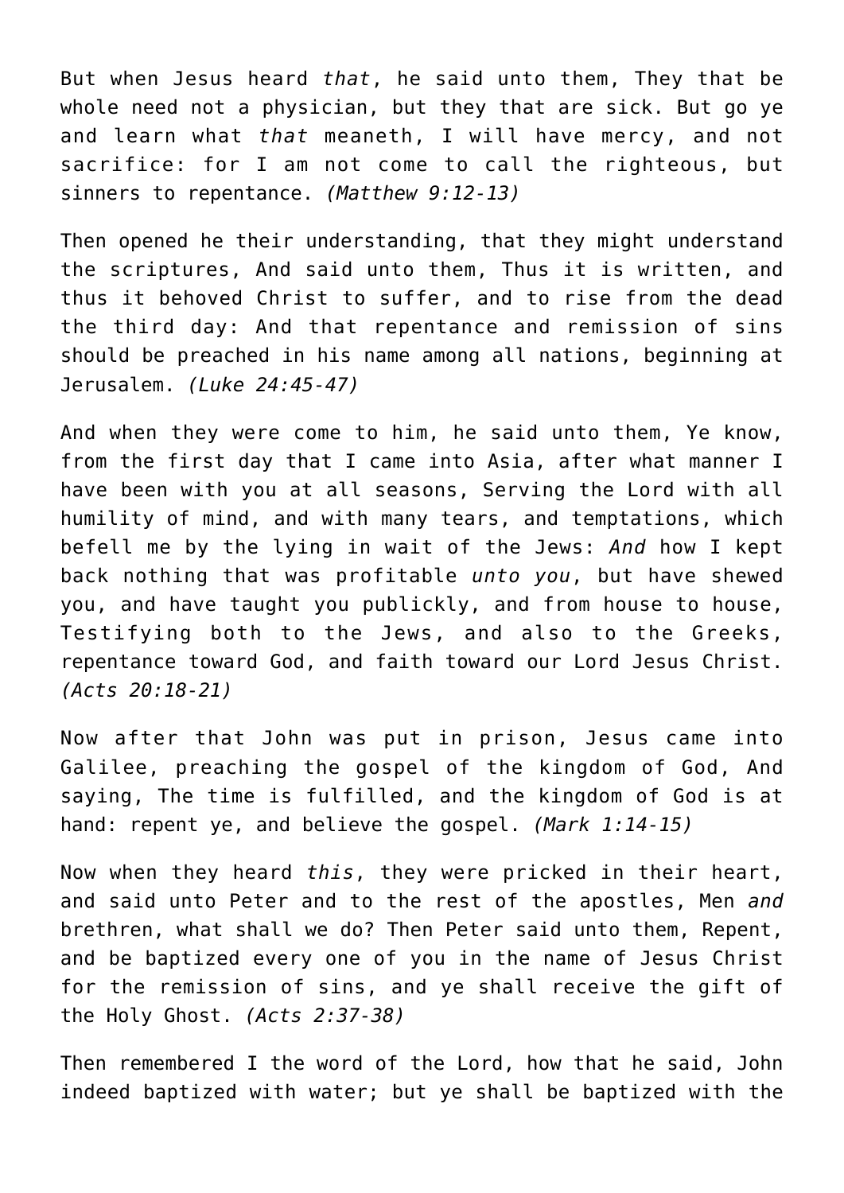But when Jesus heard *that*, he said unto them, They that be whole need not a physician, but they that are sick. But go ye and learn what *that* meaneth, I will have mercy, and not sacrifice: for I am not come to call the righteous, but sinners to repentance. *(Matthew 9:12-13)*

Then opened he their understanding, that they might understand the scriptures, And said unto them, Thus it is written, and thus it behoved Christ to suffer, and to rise from the dead the third day: And that repentance and remission of sins should be preached in his name among all nations, beginning at Jerusalem. *(Luke 24:45-47)*

And when they were come to him, he said unto them, Ye know, from the first day that I came into Asia, after what manner I have been with you at all seasons, Serving the Lord with all humility of mind, and with many tears, and temptations, which befell me by the lying in wait of the Jews: *And* how I kept back nothing that was profitable *unto you*, but have shewed you, and have taught you publickly, and from house to house, Testifying both to the Jews, and also to the Greeks, repentance toward God, and faith toward our Lord Jesus Christ. *(Acts 20:18-21)*

Now after that John was put in prison, Jesus came into Galilee, preaching the gospel of the kingdom of God, And saying, The time is fulfilled, and the kingdom of God is at hand: repent ye, and believe the gospel. *(Mark 1:14-15)*

Now when they heard *this*, they were pricked in their heart, and said unto Peter and to the rest of the apostles, Men *and* brethren, what shall we do? Then Peter said unto them, Repent, and be baptized every one of you in the name of Jesus Christ for the remission of sins, and ye shall receive the gift of the Holy Ghost. *(Acts 2:37-38)*

Then remembered I the word of the Lord, how that he said, John indeed baptized with water; but ye shall be baptized with the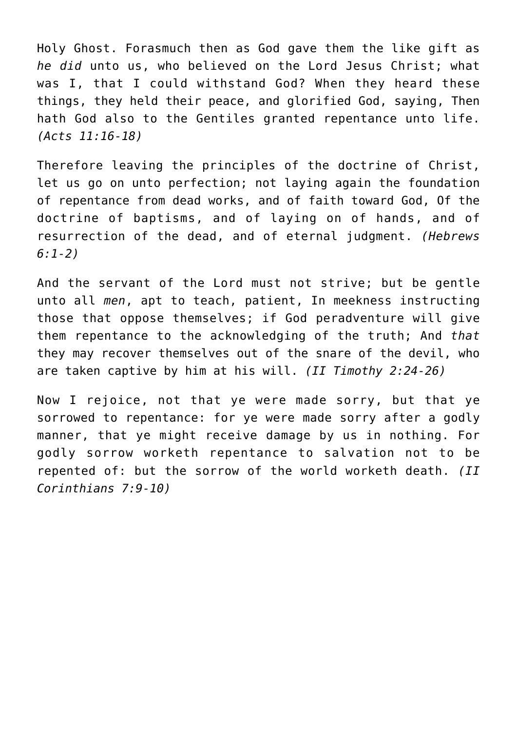Holy Ghost. Forasmuch then as God gave them the like gift as *he did* unto us, who believed on the Lord Jesus Christ; what was I, that I could withstand God? When they heard these things, they held their peace, and glorified God, saying, Then hath God also to the Gentiles granted repentance unto life. *(Acts 11:16-18)*

Therefore leaving the principles of the doctrine of Christ, let us go on unto perfection; not laying again the foundation of repentance from dead works, and of faith toward God, Of the doctrine of baptisms, and of laying on of hands, and of resurrection of the dead, and of eternal judgment. *(Hebrews 6:1-2)*

And the servant of the Lord must not strive; but be gentle unto all *men*, apt to teach, patient, In meekness instructing those that oppose themselves; if God peradventure will give them repentance to the acknowledging of the truth; And *that* they may recover themselves out of the snare of the devil, who are taken captive by him at his will. *(II Timothy 2:24-26)*

Now I rejoice, not that ye were made sorry, but that ye sorrowed to repentance: for ye were made sorry after a godly manner, that ye might receive damage by us in nothing. For godly sorrow worketh repentance to salvation not to be repented of: but the sorrow of the world worketh death. *(II Corinthians 7:9-10)*